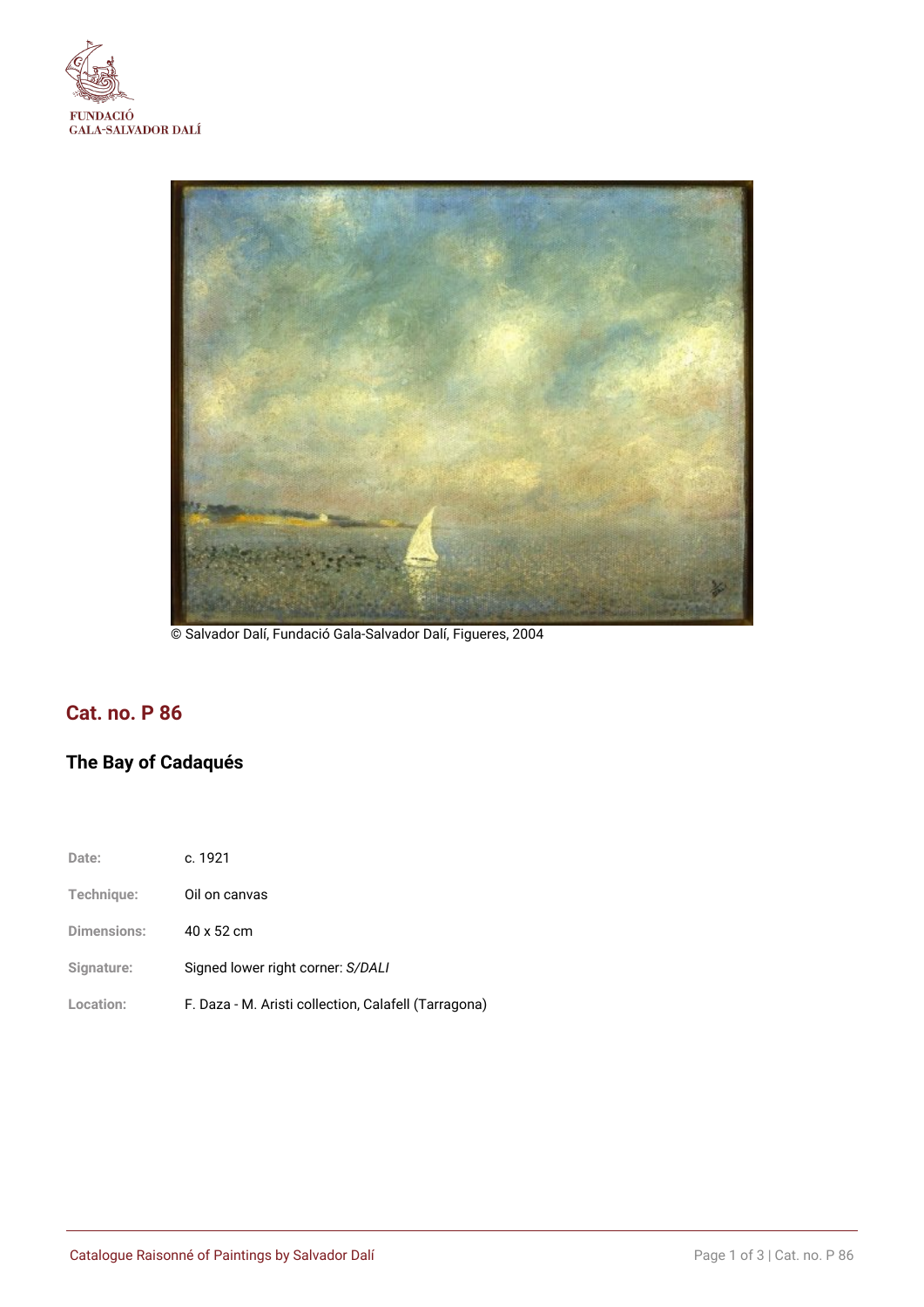FUNDACIÓ
GALA-SALVADOR DALÍ

© Salvador Dalí, Fundació Gala-Salvador Dalí, Figueres, 2004

## Cat. no. P 86

### The Bay of Cadaqués

| | |
|---|---|
| Date: | c. 1921 |
| Technique: | Oil on canvas |
| Dimensions: | 40 x 52 cm |
| Signature: | Signed lower right corner: *S/DALI* |
| Location: | F. Daza - M. Aristi collection, Calafell (Tarragona) |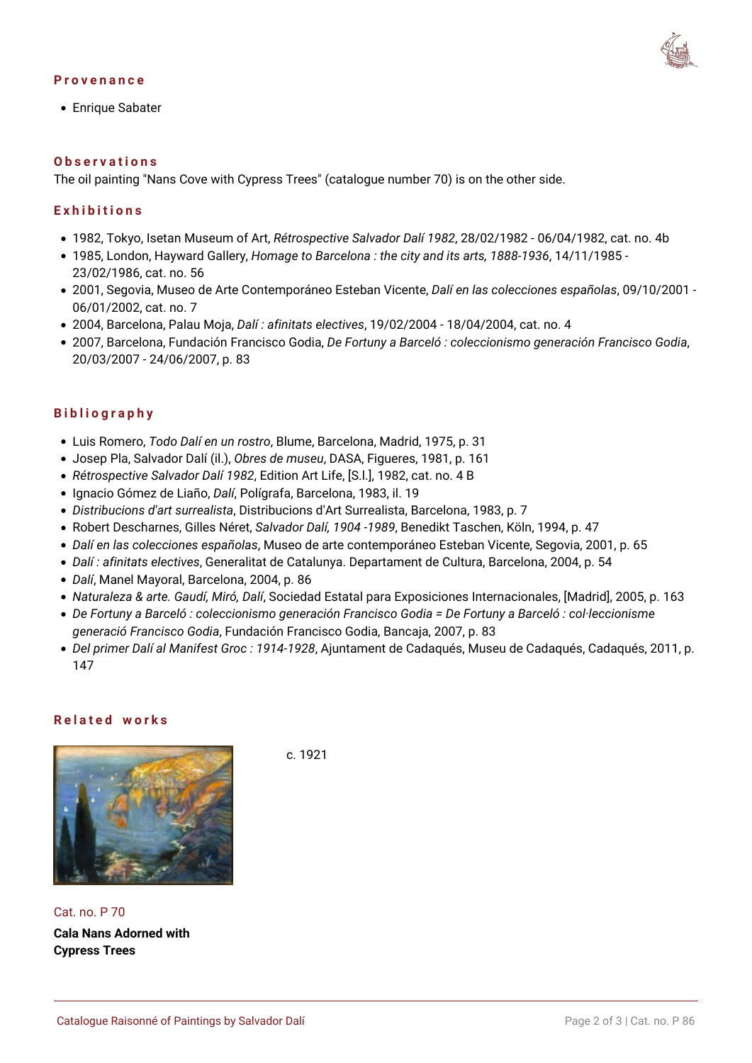## Provenance

- Enrique Sabater

## Observations

The oil painting "Nans Cove with Cypress Trees" (catalogue number 70) is on the other side.

## Exhibitions

- 1982, Tokyo, Isetan Museum of Art, *Rétrospective Salvador Dalí 1982*, 28/02/1982 - 06/04/1982, cat. no. 4b
- 1985, London, Hayward Gallery, *Homage to Barcelona : the city and its arts, 1888-1936*, 14/11/1985 - 23/02/1986, cat. no. 56
- 2001, Segovia, Museo de Arte Contemporáneo Esteban Vicente, *Dalí en las colecciones españolas*, 09/10/2001 - 06/01/2002, cat. no. 7
- 2004, Barcelona, Palau Moja, *Dalí : afinitats electives*, 19/02/2004 - 18/04/2004, cat. no. 4
- 2007, Barcelona, Fundación Francisco Godia, *De Fortuny a Barceló : coleccionismo generación Francisco Godia*, 20/03/2007 - 24/06/2007, p. 83

## Bibliography

- Luis Romero, *Todo Dalí en un rostro*, Blume, Barcelona, Madrid, 1975, p. 31
- Josep Pla, Salvador Dalí (il.), *Obres de museu*, DASA, Figueres, 1981, p. 161
- *Rétrospective Salvador Dalí 1982*, Edition Art Life, [S.l.], 1982, cat. no. 4 B
- Ignacio Gómez de Liaño, *Dalí*, Polígrafa, Barcelona, 1983, il. 19
- *Distribucions d'art surrealista*, Distribucions d'Art Surrealista, Barcelona, 1983, p. 7
- Robert Descharnes, Gilles Néret, *Salvador Dalí, 1904 -1989*, Benedikt Taschen, Köln, 1994, p. 47
- *Dalí en las colecciones españolas*, Museo de arte contemporáneo Esteban Vicente, Segovia, 2001, p. 65
- *Dalí : afinitats electives*, Generalitat de Catalunya. Departament de Cultura, Barcelona, 2004, p. 54
- *Dalí*, Manel Mayoral, Barcelona, 2004, p. 86
- *Naturaleza & arte. Gaudí, Miró, Dalí*, Sociedad Estatal para Exposiciones Internacionales, [Madrid], 2005, p. 163
- *De Fortuny a Barceló : coleccionismo generación Francisco Godia = De Fortuny a Barceló : col·leccionisme generació Francisco Godia*, Fundación Francisco Godia, Bancaja, 2007, p. 83
- *Del primer Dalí al Manifest Groc : 1914-1928*, Ajuntament de Cadaqués, Museu de Cadaqués, Cadaqués, 2011, p. 147

## Related works

c. 1921

Cat. no. P 70

**Cala Nans Adorned with Cypress Trees**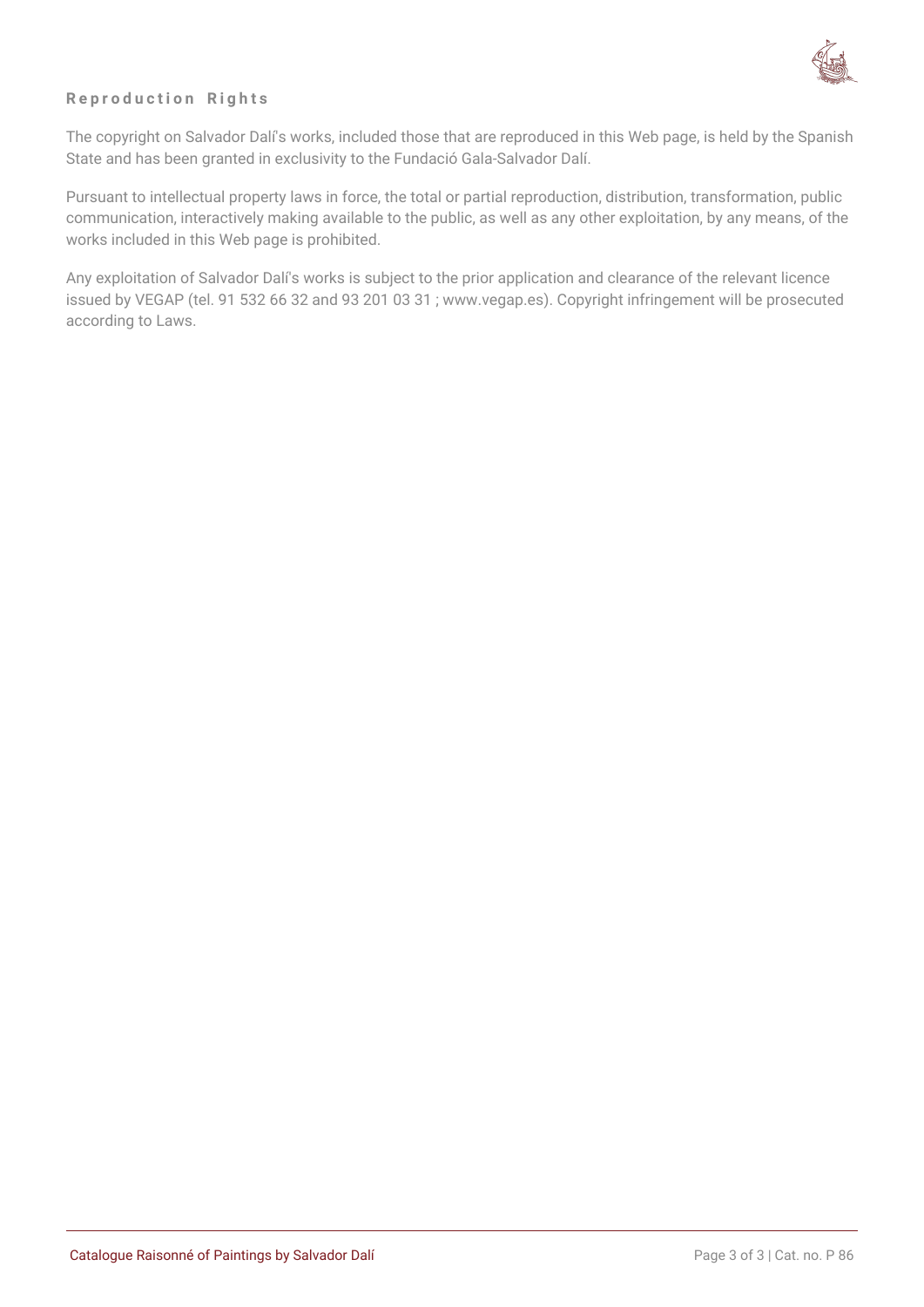## Reproduction Rights

The copyright on Salvador Dalí's works, included those that are reproduced in this Web page, is held by the Spanish State and has been granted in exclusivity to the Fundació Gala-Salvador Dalí.

Pursuant to intellectual property laws in force, the total or partial reproduction, distribution, transformation, public communication, interactively making available to the public, as well as any other exploitation, by any means, of the works included in this Web page is prohibited.

Any exploitation of Salvador Dalí's works is subject to the prior application and clearance of the relevant licence issued by VEGAP (tel. 91 532 66 32 and 93 201 03 31 ; www.vegap.es). Copyright infringement will be prosecuted according to Laws.